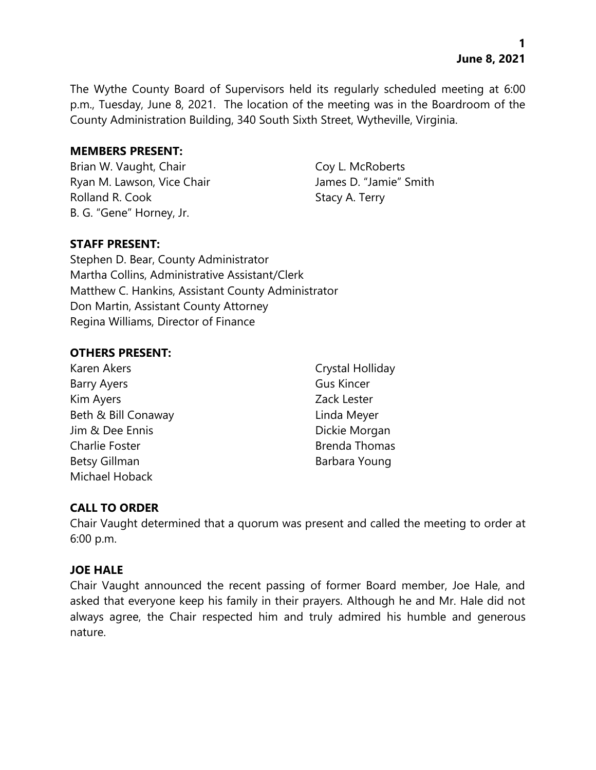The Wythe County Board of Supervisors held its regularly scheduled meeting at 6:00 p.m., Tuesday, June 8, 2021. The location of the meeting was in the Boardroom of the County Administration Building, 340 South Sixth Street, Wytheville, Virginia.

**MEMBERS PRESENT:**

Brian W. Vaught, Chair
Ryan M. Lawson, Vice Chair
Rolland R. Cook
B. G. "Gene" Horney, Jr.
Coy L. McRoberts
James D. "Jamie" Smith
Stacy A. Terry

**STAFF PRESENT:**

Stephen D. Bear, County Administrator
Martha Collins, Administrative Assistant/Clerk
Matthew C. Hankins, Assistant County Administrator
Don Martin, Assistant County Attorney
Regina Williams, Director of Finance

**OTHERS PRESENT:**

Karen Akers
Barry Ayers
Kim Ayers
Beth & Bill Conaway
Jim & Dee Ennis
Charlie Foster
Betsy Gillman
Michael Hoback
Crystal Holliday
Gus Kincer
Zack Lester
Linda Meyer
Dickie Morgan
Brenda Thomas
Barbara Young

**CALL TO ORDER**

Chair Vaught determined that a quorum was present and called the meeting to order at 6:00 p.m.

**JOE HALE**

Chair Vaught announced the recent passing of former Board member, Joe Hale, and asked that everyone keep his family in their prayers. Although he and Mr. Hale did not always agree, the Chair respected him and truly admired his humble and generous nature.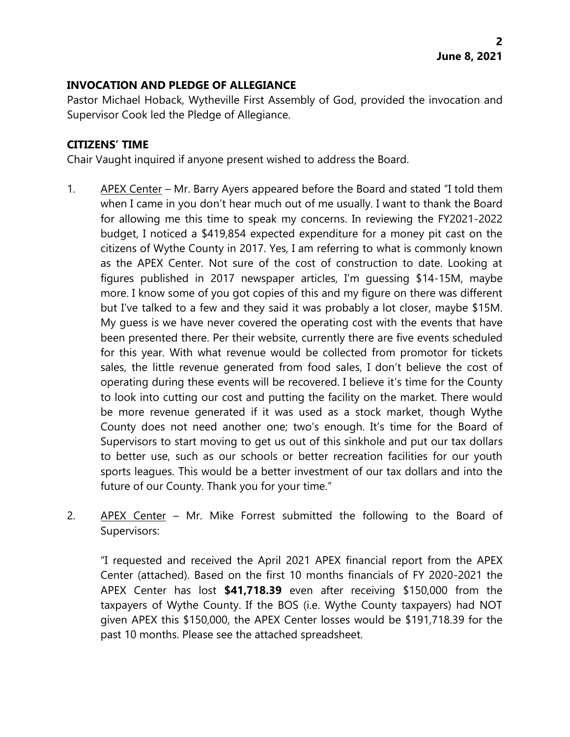## INVOCATION AND PLEDGE OF ALLEGIANCE

Pastor Michael Hoback, Wytheville First Assembly of God, provided the invocation and Supervisor Cook led the Pledge of Allegiance.

## CITIZENS' TIME

Chair Vaught inquired if anyone present wished to address the Board.

1. <u>APEX Center</u> – Mr. Barry Ayers appeared before the Board and stated "I told them when I came in you don't hear much out of me usually. I want to thank the Board for allowing me this time to speak my concerns. In reviewing the FY2021-2022 budget, I noticed a $419,854 expected expenditure for a money pit cast on the citizens of Wythe County in 2017. Yes, I am referring to what is commonly known as the APEX Center. Not sure of the cost of construction to date. Looking at figures published in 2017 newspaper articles, I'm guessing $14-15M, maybe more. I know some of you got copies of this and my figure on there was different but I've talked to a few and they said it was probably a lot closer, maybe $15M. My guess is we have never covered the operating cost with the events that have been presented there. Per their website, currently there are five events scheduled for this year. With what revenue would be collected from promotor for tickets sales, the little revenue generated from food sales, I don't believe the cost of operating during these events will be recovered. I believe it's time for the County to look into cutting our cost and putting the facility on the market. There would be more revenue generated if it was used as a stock market, though Wythe County does not need another one; two's enough. It's time for the Board of Supervisors to start moving to get us out of this sinkhole and put our tax dollars to better use, such as our schools or better recreation facilities for our youth sports leagues. This would be a better investment of our tax dollars and into the future of our County. Thank you for your time."

2. <u>APEX Center</u> – Mr. Mike Forrest submitted the following to the Board of Supervisors:

   "I requested and received the April 2021 APEX financial report from the APEX Center (attached). Based on the first 10 months financials of FY 2020-2021 the APEX Center has lost **$41,718.39** even after receiving $150,000 from the taxpayers of Wythe County. If the BOS (i.e. Wythe County taxpayers) had NOT given APEX this $150,000, the APEX Center losses would be $191,718.39 for the past 10 months. Please see the attached spreadsheet.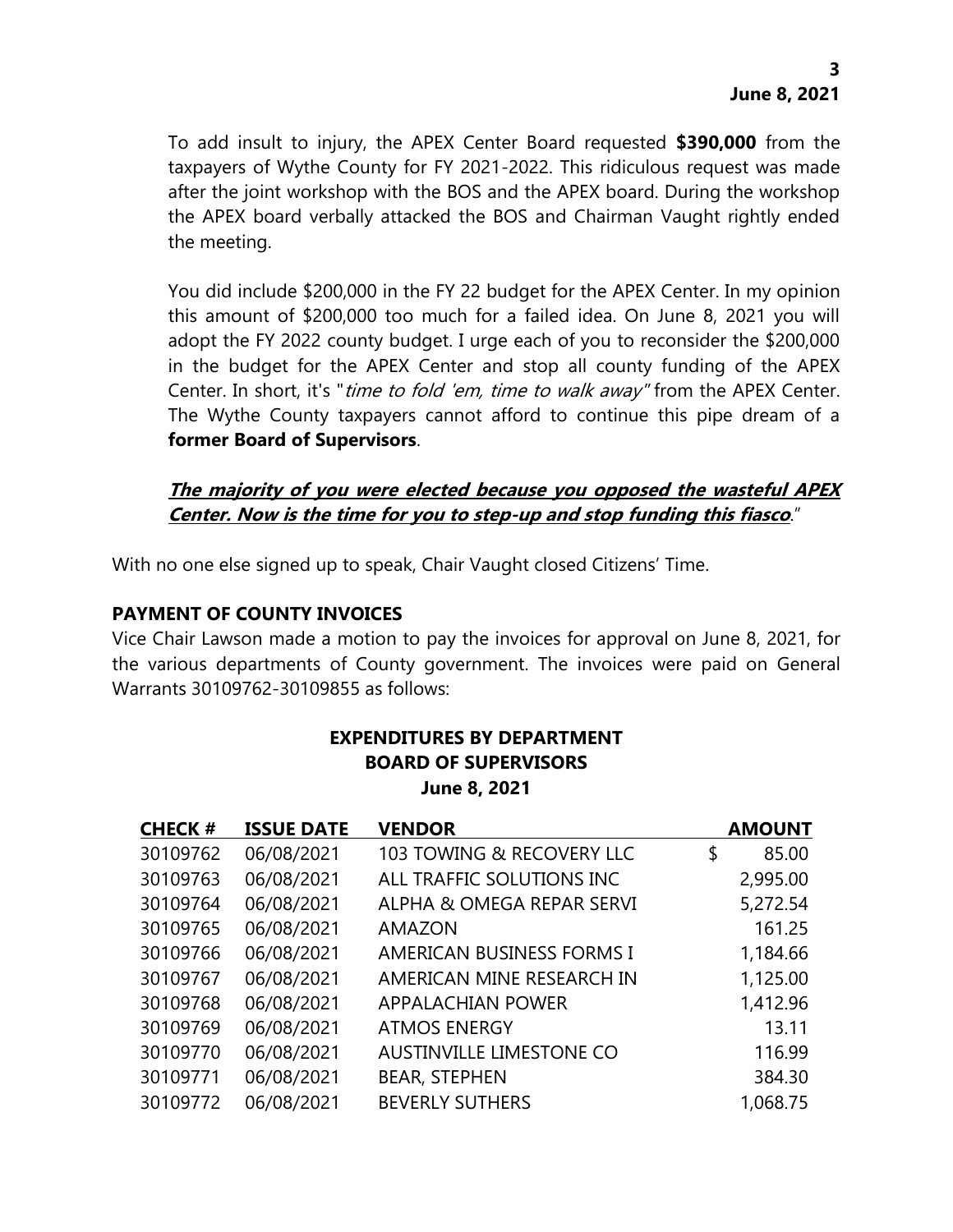To add insult to injury, the APEX Center Board requested **$390,000** from the taxpayers of Wythe County for FY 2021-2022. This ridiculous request was made after the joint workshop with the BOS and the APEX board. During the workshop the APEX board verbally attacked the BOS and Chairman Vaught rightly ended the meeting.

You did include $200,000 in the FY 22 budget for the APEX Center. In my opinion this amount of $200,000 too much for a failed idea. On June 8, 2021 you will adopt the FY 2022 county budget. I urge each of you to reconsider the $200,000 in the budget for the APEX Center and stop all county funding of the APEX Center. In short, it's "*time to fold 'em, time to walk away"* from the APEX Center. The Wythe County taxpayers cannot afford to continue this pipe dream of a **former Board of Supervisors**.

***The majority of you were elected because you opposed the wasteful APEX Center. Now is the time for you to step-up and stop funding this fiasco*.**"

With no one else signed up to speak, Chair Vaught closed Citizens' Time.

**PAYMENT OF COUNTY INVOICES**

Vice Chair Lawson made a motion to pay the invoices for approval on June 8, 2021, for the various departments of County government. The invoices were paid on General Warrants 30109762-30109855 as follows:

**EXPENDITURES BY DEPARTMENT**
**BOARD OF SUPERVISORS**
**June 8, 2021**

| CHECK # | ISSUE DATE | VENDOR | AMOUNT |
|---|---|---|---|
| 30109762 | 06/08/2021 | 103 TOWING & RECOVERY LLC | $ 85.00 |
| 30109763 | 06/08/2021 | ALL TRAFFIC SOLUTIONS INC | 2,995.00 |
| 30109764 | 06/08/2021 | ALPHA & OMEGA REPAR SERVI | 5,272.54 |
| 30109765 | 06/08/2021 | AMAZON | 161.25 |
| 30109766 | 06/08/2021 | AMERICAN BUSINESS FORMS I | 1,184.66 |
| 30109767 | 06/08/2021 | AMERICAN MINE RESEARCH IN | 1,125.00 |
| 30109768 | 06/08/2021 | APPALACHIAN POWER | 1,412.96 |
| 30109769 | 06/08/2021 | ATMOS ENERGY | 13.11 |
| 30109770 | 06/08/2021 | AUSTINVILLE LIMESTONE CO | 116.99 |
| 30109771 | 06/08/2021 | BEAR, STEPHEN | 384.30 |
| 30109772 | 06/08/2021 | BEVERLY SUTHERS | 1,068.75 |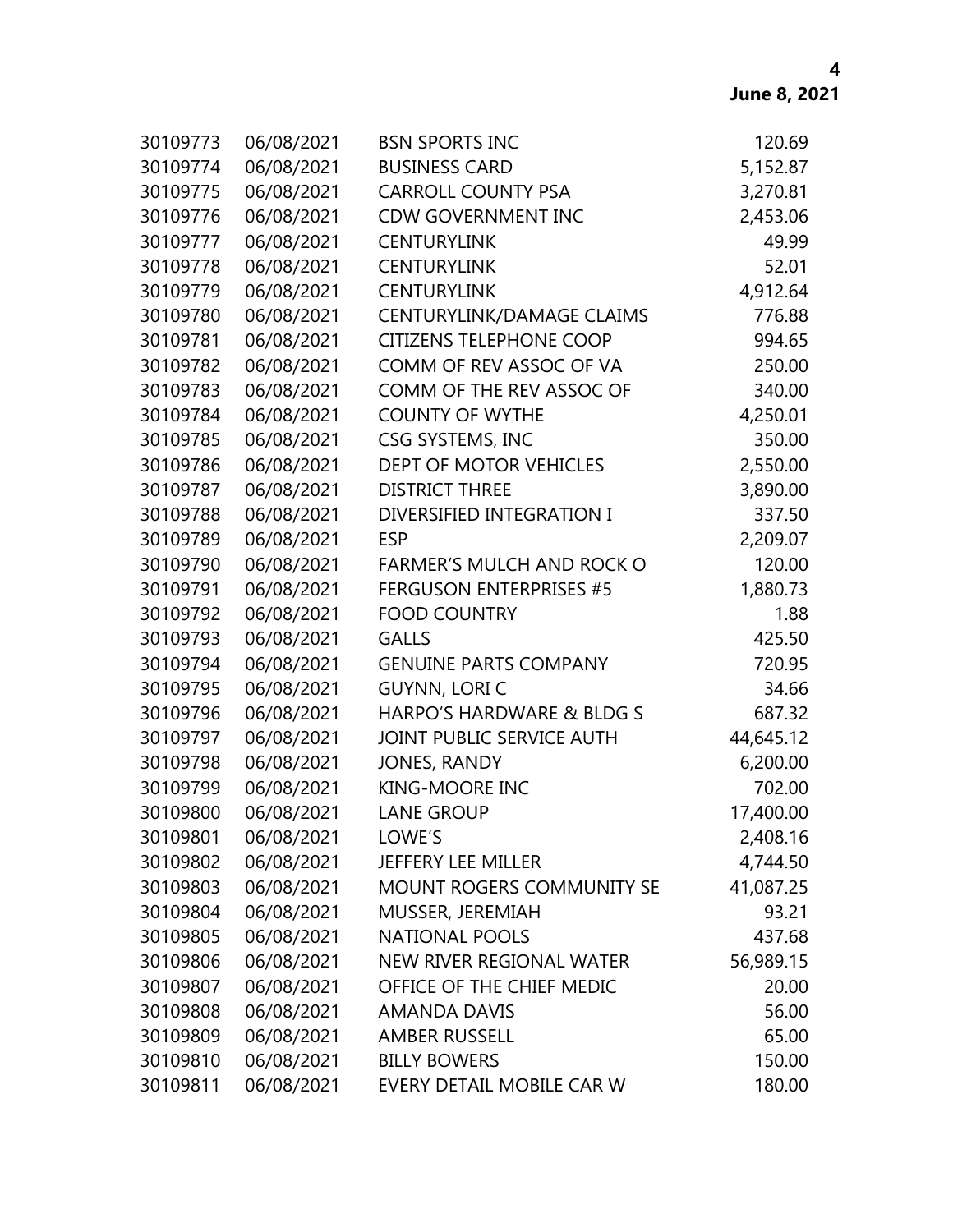| | | | |
|---|---|---|---|
| 30109773 | 06/08/2021 | BSN SPORTS INC | 120.69 |
| 30109774 | 06/08/2021 | BUSINESS CARD | 5,152.87 |
| 30109775 | 06/08/2021 | CARROLL COUNTY PSA | 3,270.81 |
| 30109776 | 06/08/2021 | CDW GOVERNMENT INC | 2,453.06 |
| 30109777 | 06/08/2021 | CENTURYLINK | 49.99 |
| 30109778 | 06/08/2021 | CENTURYLINK | 52.01 |
| 30109779 | 06/08/2021 | CENTURYLINK | 4,912.64 |
| 30109780 | 06/08/2021 | CENTURYLINK/DAMAGE CLAIMS | 776.88 |
| 30109781 | 06/08/2021 | CITIZENS TELEPHONE COOP | 994.65 |
| 30109782 | 06/08/2021 | COMM OF REV ASSOC OF VA | 250.00 |
| 30109783 | 06/08/2021 | COMM OF THE REV ASSOC OF | 340.00 |
| 30109784 | 06/08/2021 | COUNTY OF WYTHE | 4,250.01 |
| 30109785 | 06/08/2021 | CSG SYSTEMS, INC | 350.00 |
| 30109786 | 06/08/2021 | DEPT OF MOTOR VEHICLES | 2,550.00 |
| 30109787 | 06/08/2021 | DISTRICT THREE | 3,890.00 |
| 30109788 | 06/08/2021 | DIVERSIFIED INTEGRATION I | 337.50 |
| 30109789 | 06/08/2021 | ESP | 2,209.07 |
| 30109790 | 06/08/2021 | FARMER'S MULCH AND ROCK O | 120.00 |
| 30109791 | 06/08/2021 | FERGUSON ENTERPRISES #5 | 1,880.73 |
| 30109792 | 06/08/2021 | FOOD COUNTRY | 1.88 |
| 30109793 | 06/08/2021 | GALLS | 425.50 |
| 30109794 | 06/08/2021 | GENUINE PARTS COMPANY | 720.95 |
| 30109795 | 06/08/2021 | GUYNN, LORI C | 34.66 |
| 30109796 | 06/08/2021 | HARPO'S HARDWARE & BLDG S | 687.32 |
| 30109797 | 06/08/2021 | JOINT PUBLIC SERVICE AUTH | 44,645.12 |
| 30109798 | 06/08/2021 | JONES, RANDY | 6,200.00 |
| 30109799 | 06/08/2021 | KING-MOORE INC | 702.00 |
| 30109800 | 06/08/2021 | LANE GROUP | 17,400.00 |
| 30109801 | 06/08/2021 | LOWE'S | 2,408.16 |
| 30109802 | 06/08/2021 | JEFFERY LEE MILLER | 4,744.50 |
| 30109803 | 06/08/2021 | MOUNT ROGERS COMMUNITY SE | 41,087.25 |
| 30109804 | 06/08/2021 | MUSSER, JEREMIAH | 93.21 |
| 30109805 | 06/08/2021 | NATIONAL POOLS | 437.68 |
| 30109806 | 06/08/2021 | NEW RIVER REGIONAL WATER | 56,989.15 |
| 30109807 | 06/08/2021 | OFFICE OF THE CHIEF MEDIC | 20.00 |
| 30109808 | 06/08/2021 | AMANDA DAVIS | 56.00 |
| 30109809 | 06/08/2021 | AMBER RUSSELL | 65.00 |
| 30109810 | 06/08/2021 | BILLY BOWERS | 150.00 |
| 30109811 | 06/08/2021 | EVERY DETAIL MOBILE CAR W | 180.00 |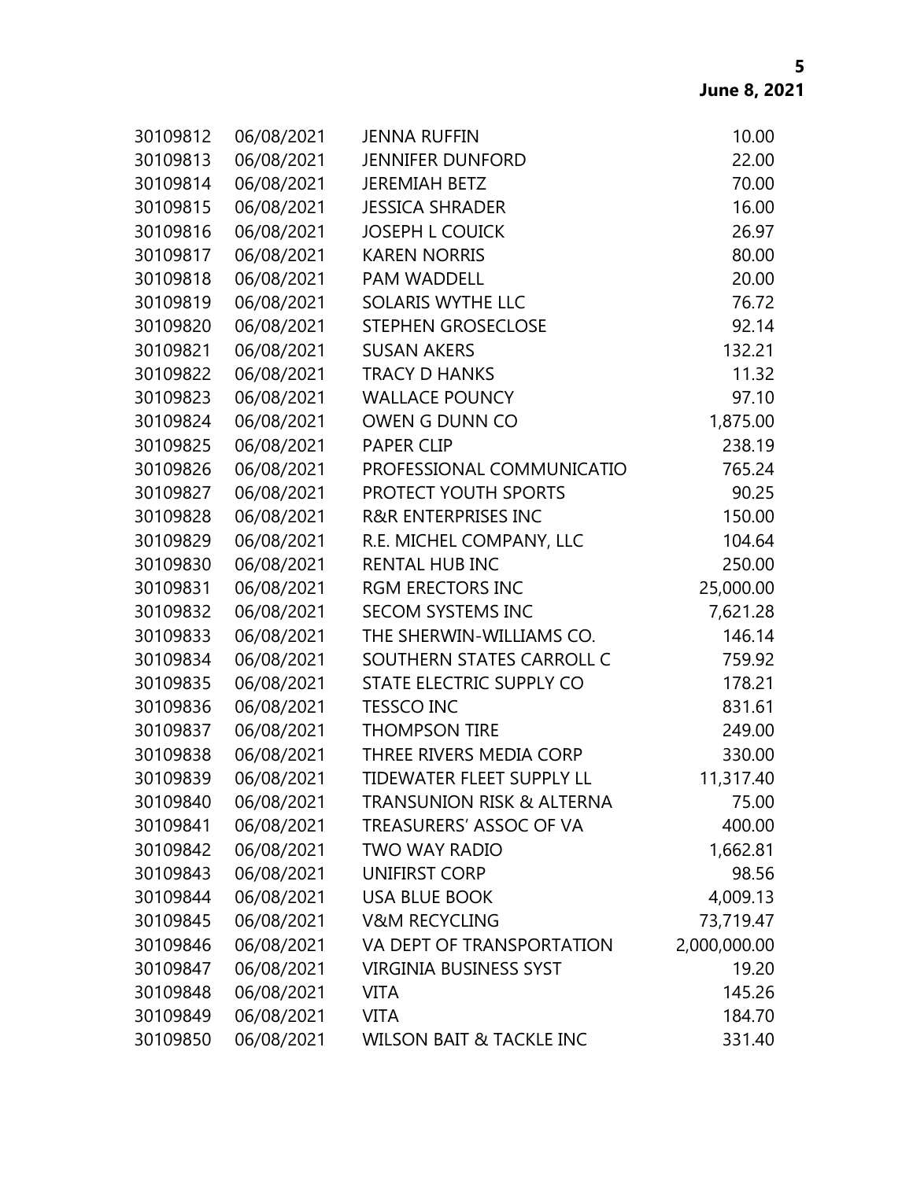| | | | |
|---|---|---|---|
| 30109812 | 06/08/2021 | JENNA RUFFIN | 10.00 |
| 30109813 | 06/08/2021 | JENNIFER DUNFORD | 22.00 |
| 30109814 | 06/08/2021 | JEREMIAH BETZ | 70.00 |
| 30109815 | 06/08/2021 | JESSICA SHRADER | 16.00 |
| 30109816 | 06/08/2021 | JOSEPH L COUICK | 26.97 |
| 30109817 | 06/08/2021 | KAREN NORRIS | 80.00 |
| 30109818 | 06/08/2021 | PAM WADDELL | 20.00 |
| 30109819 | 06/08/2021 | SOLARIS WYTHE LLC | 76.72 |
| 30109820 | 06/08/2021 | STEPHEN GROSECLOSE | 92.14 |
| 30109821 | 06/08/2021 | SUSAN AKERS | 132.21 |
| 30109822 | 06/08/2021 | TRACY D HANKS | 11.32 |
| 30109823 | 06/08/2021 | WALLACE POUNCY | 97.10 |
| 30109824 | 06/08/2021 | OWEN G DUNN CO | 1,875.00 |
| 30109825 | 06/08/2021 | PAPER CLIP | 238.19 |
| 30109826 | 06/08/2021 | PROFESSIONAL COMMUNICATIO | 765.24 |
| 30109827 | 06/08/2021 | PROTECT YOUTH SPORTS | 90.25 |
| 30109828 | 06/08/2021 | R&R ENTERPRISES INC | 150.00 |
| 30109829 | 06/08/2021 | R.E. MICHEL COMPANY, LLC | 104.64 |
| 30109830 | 06/08/2021 | RENTAL HUB INC | 250.00 |
| 30109831 | 06/08/2021 | RGM ERECTORS INC | 25,000.00 |
| 30109832 | 06/08/2021 | SECOM SYSTEMS INC | 7,621.28 |
| 30109833 | 06/08/2021 | THE SHERWIN-WILLIAMS CO. | 146.14 |
| 30109834 | 06/08/2021 | SOUTHERN STATES CARROLL C | 759.92 |
| 30109835 | 06/08/2021 | STATE ELECTRIC SUPPLY CO | 178.21 |
| 30109836 | 06/08/2021 | TESSCO INC | 831.61 |
| 30109837 | 06/08/2021 | THOMPSON TIRE | 249.00 |
| 30109838 | 06/08/2021 | THREE RIVERS MEDIA CORP | 330.00 |
| 30109839 | 06/08/2021 | TIDEWATER FLEET SUPPLY LL | 11,317.40 |
| 30109840 | 06/08/2021 | TRANSUNION RISK & ALTERNA | 75.00 |
| 30109841 | 06/08/2021 | TREASURERS' ASSOC OF VA | 400.00 |
| 30109842 | 06/08/2021 | TWO WAY RADIO | 1,662.81 |
| 30109843 | 06/08/2021 | UNIFIRST CORP | 98.56 |
| 30109844 | 06/08/2021 | USA BLUE BOOK | 4,009.13 |
| 30109845 | 06/08/2021 | V&M RECYCLING | 73,719.47 |
| 30109846 | 06/08/2021 | VA DEPT OF TRANSPORTATION | 2,000,000.00 |
| 30109847 | 06/08/2021 | VIRGINIA BUSINESS SYST | 19.20 |
| 30109848 | 06/08/2021 | VITA | 145.26 |
| 30109849 | 06/08/2021 | VITA | 184.70 |
| 30109850 | 06/08/2021 | WILSON BAIT & TACKLE INC | 331.40 |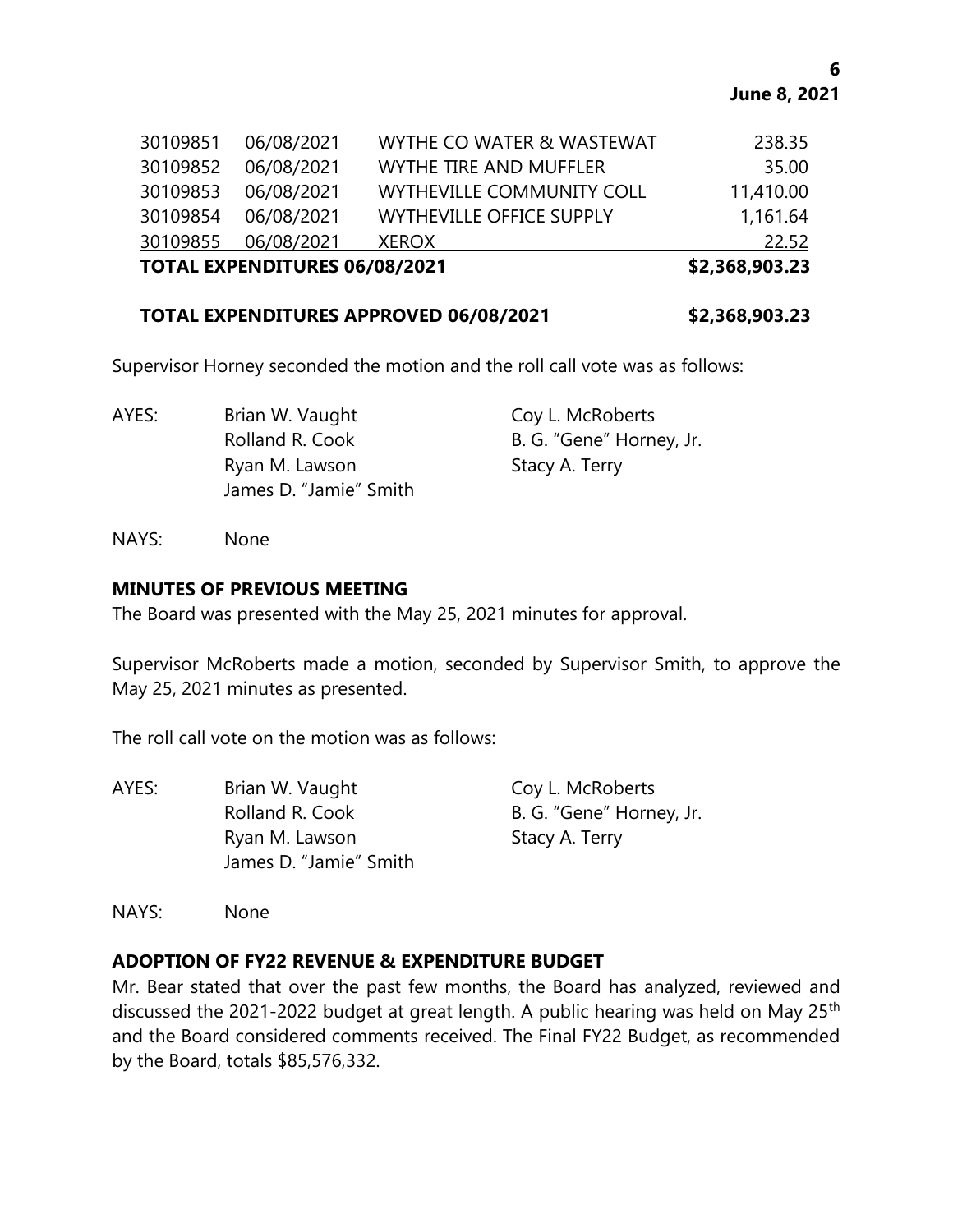| | | | |
|---|---|---|---|
| 30109851 | 06/08/2021 | WYTHE CO WATER & WASTEWAT | 238.35 |
| 30109852 | 06/08/2021 | WYTHE TIRE AND MUFFLER | 35.00 |
| 30109853 | 06/08/2021 | WYTHEVILLE COMMUNITY COLL | 11,410.00 |
| 30109854 | 06/08/2021 | WYTHEVILLE OFFICE SUPPLY | 1,161.64 |
| 30109855 | 06/08/2021 | XEROX | 22.52 |
| **TOTAL EXPENDITURES 06/08/2021** | | | **$2,368,903.23** |

**TOTAL EXPENDITURES APPROVED 06/08/2021 $2,368,903.23**

Supervisor Horney seconded the motion and the roll call vote was as follows:

AYES: Brian W. Vaught, Coy L. McRoberts, Rolland R. Cook, B. G. "Gene" Horney, Jr., Ryan M. Lawson, Stacy A. Terry, James D. "Jamie" Smith

NAYS: None

## MINUTES OF PREVIOUS MEETING

The Board was presented with the May 25, 2021 minutes for approval.

Supervisor McRoberts made a motion, seconded by Supervisor Smith, to approve the May 25, 2021 minutes as presented.

The roll call vote on the motion was as follows:

AYES: Brian W. Vaught, Coy L. McRoberts, Rolland R. Cook, B. G. "Gene" Horney, Jr., Ryan M. Lawson, Stacy A. Terry, James D. "Jamie" Smith

NAYS: None

## ADOPTION OF FY22 REVENUE & EXPENDITURE BUDGET

Mr. Bear stated that over the past few months, the Board has analyzed, reviewed and discussed the 2021-2022 budget at great length. A public hearing was held on May 25th and the Board considered comments received. The Final FY22 Budget, as recommended by the Board, totals $85,576,332.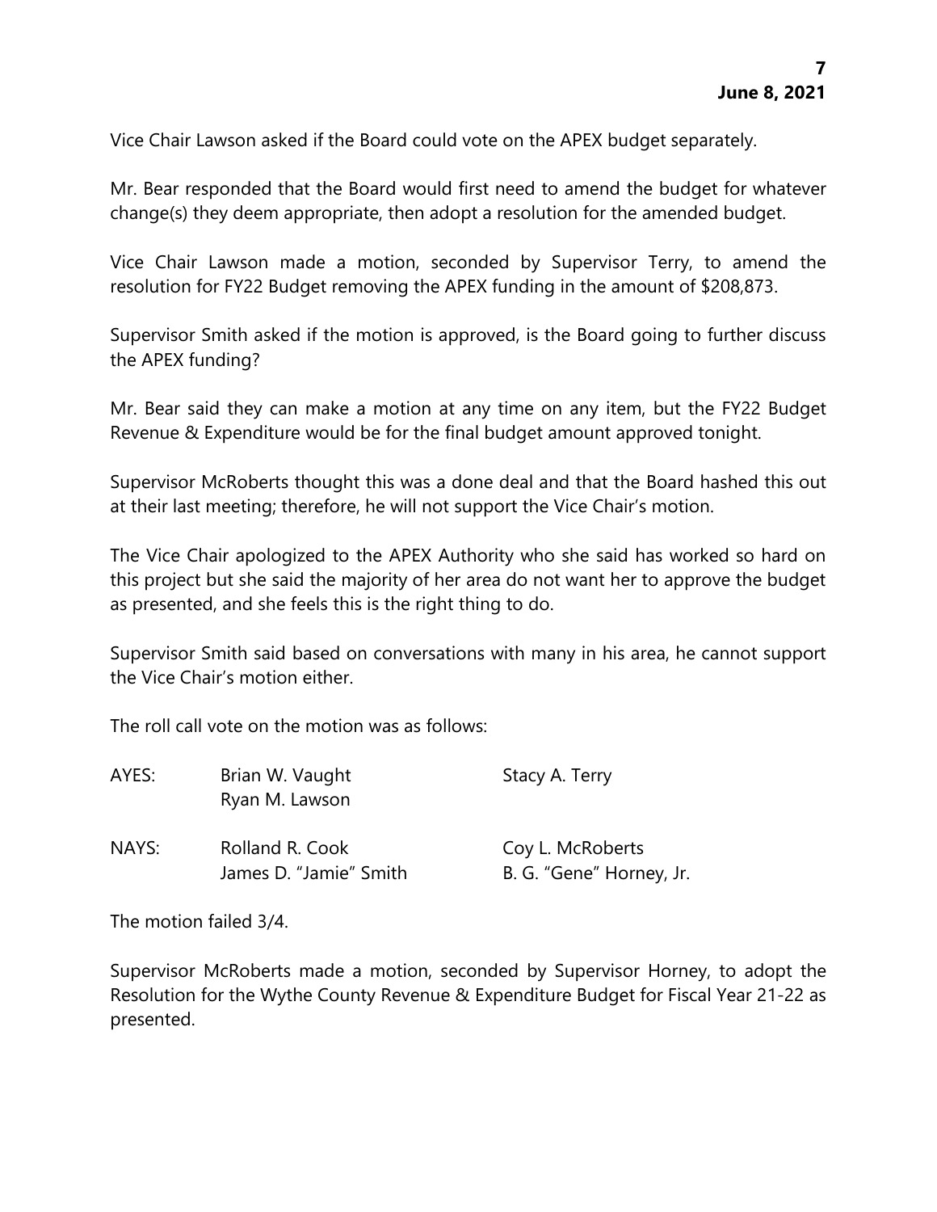Vice Chair Lawson asked if the Board could vote on the APEX budget separately.

Mr. Bear responded that the Board would first need to amend the budget for whatever change(s) they deem appropriate, then adopt a resolution for the amended budget.

Vice Chair Lawson made a motion, seconded by Supervisor Terry, to amend the resolution for FY22 Budget removing the APEX funding in the amount of $208,873.

Supervisor Smith asked if the motion is approved, is the Board going to further discuss the APEX funding?

Mr. Bear said they can make a motion at any time on any item, but the FY22 Budget Revenue & Expenditure would be for the final budget amount approved tonight.

Supervisor McRoberts thought this was a done deal and that the Board hashed this out at their last meeting; therefore, he will not support the Vice Chair's motion.

The Vice Chair apologized to the APEX Authority who she said has worked so hard on this project but she said the majority of her area do not want her to approve the budget as presented, and she feels this is the right thing to do.

Supervisor Smith said based on conversations with many in his area, he cannot support the Vice Chair's motion either.

The roll call vote on the motion was as follows:

| | | |
|---|---|---|
| AYES: | Brian W. Vaught | Stacy A. Terry |
| | Ryan M. Lawson | |
| NAYS: | Rolland R. Cook | Coy L. McRoberts |
| | James D. "Jamie" Smith | B. G. "Gene" Horney, Jr. |

The motion failed 3/4.

Supervisor McRoberts made a motion, seconded by Supervisor Horney, to adopt the Resolution for the Wythe County Revenue & Expenditure Budget for Fiscal Year 21-22 as presented.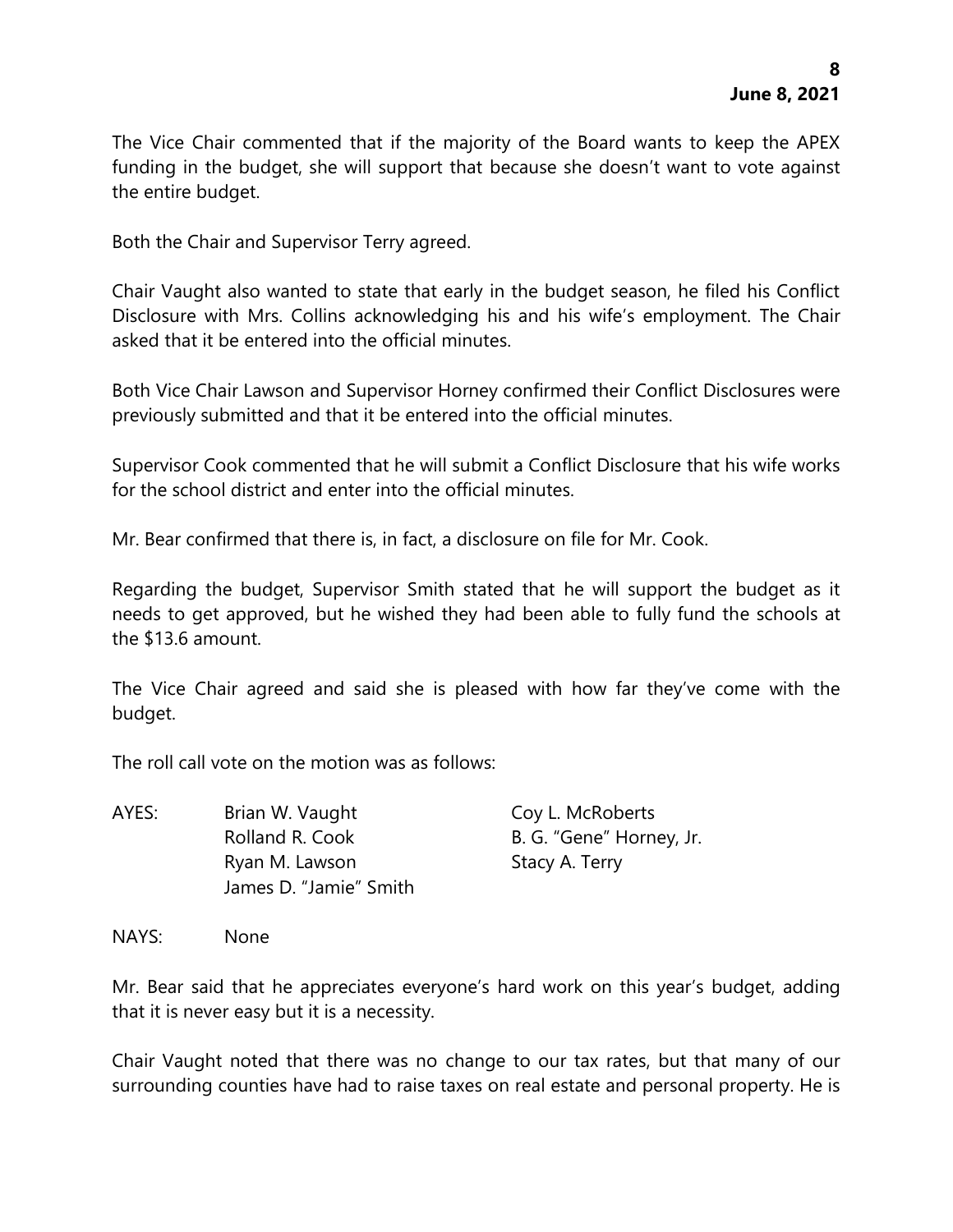The Vice Chair commented that if the majority of the Board wants to keep the APEX funding in the budget, she will support that because she doesn't want to vote against the entire budget.

Both the Chair and Supervisor Terry agreed.

Chair Vaught also wanted to state that early in the budget season, he filed his Conflict Disclosure with Mrs. Collins acknowledging his and his wife's employment. The Chair asked that it be entered into the official minutes.

Both Vice Chair Lawson and Supervisor Horney confirmed their Conflict Disclosures were previously submitted and that it be entered into the official minutes.

Supervisor Cook commented that he will submit a Conflict Disclosure that his wife works for the school district and enter into the official minutes.

Mr. Bear confirmed that there is, in fact, a disclosure on file for Mr. Cook.

Regarding the budget, Supervisor Smith stated that he will support the budget as it needs to get approved, but he wished they had been able to fully fund the schools at the $13.6 amount.

The Vice Chair agreed and said she is pleased with how far they've come with the budget.

The roll call vote on the motion was as follows:

AYES: Brian W. Vaught, Rolland R. Cook, Ryan M. Lawson, James D. "Jamie" Smith, Coy L. McRoberts, B. G. "Gene" Horney, Jr., Stacy A. Terry

NAYS: None

Mr. Bear said that he appreciates everyone's hard work on this year's budget, adding that it is never easy but it is a necessity.

Chair Vaught noted that there was no change to our tax rates, but that many of our surrounding counties have had to raise taxes on real estate and personal property. He is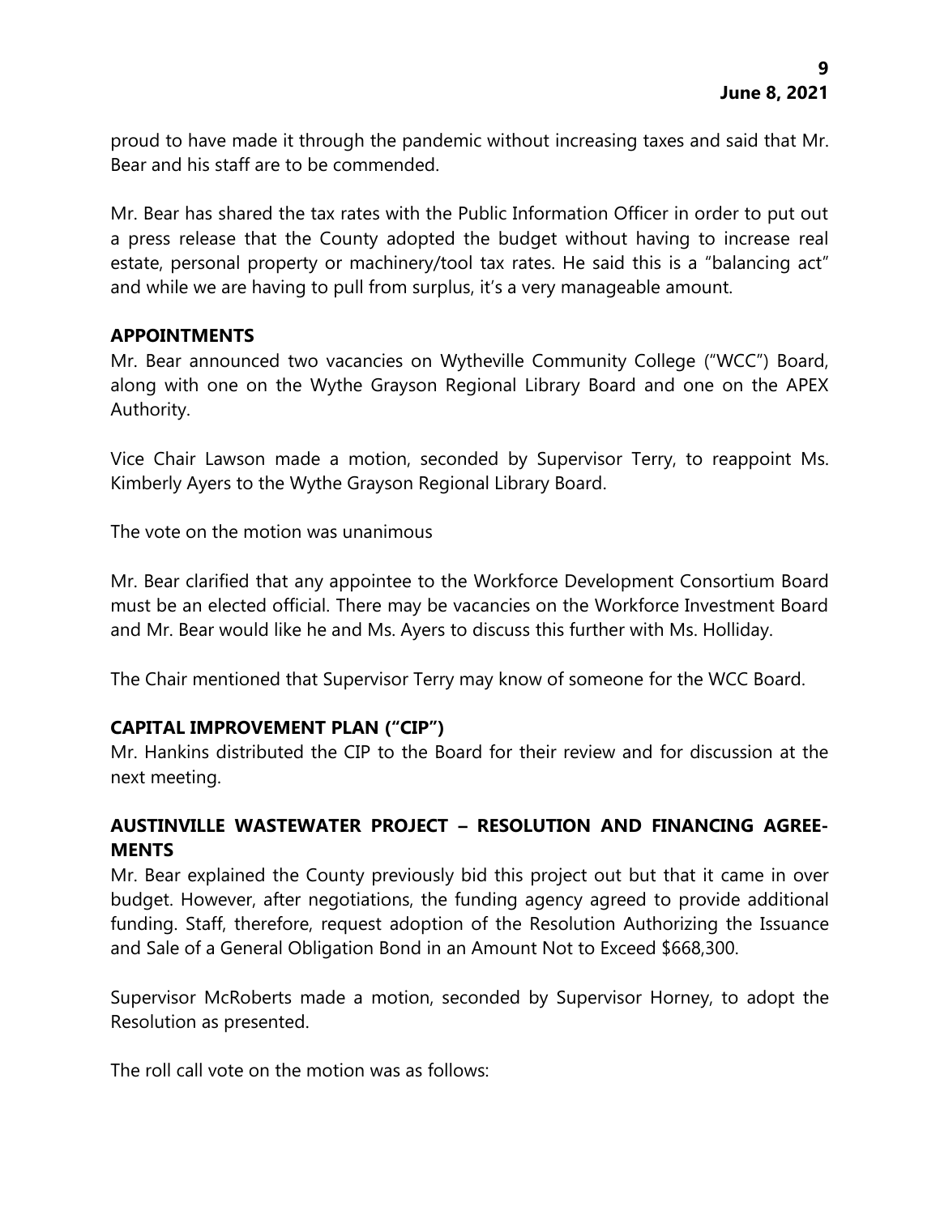proud to have made it through the pandemic without increasing taxes and said that Mr. Bear and his staff are to be commended.

Mr. Bear has shared the tax rates with the Public Information Officer in order to put out a press release that the County adopted the budget without having to increase real estate, personal property or machinery/tool tax rates. He said this is a "balancing act" and while we are having to pull from surplus, it's a very manageable amount.

## APPOINTMENTS

Mr. Bear announced two vacancies on Wytheville Community College ("WCC") Board, along with one on the Wythe Grayson Regional Library Board and one on the APEX Authority.

Vice Chair Lawson made a motion, seconded by Supervisor Terry, to reappoint Ms. Kimberly Ayers to the Wythe Grayson Regional Library Board.

The vote on the motion was unanimous

Mr. Bear clarified that any appointee to the Workforce Development Consortium Board must be an elected official. There may be vacancies on the Workforce Investment Board and Mr. Bear would like he and Ms. Ayers to discuss this further with Ms. Holliday.

The Chair mentioned that Supervisor Terry may know of someone for the WCC Board.

## CAPITAL IMPROVEMENT PLAN ("CIP")

Mr. Hankins distributed the CIP to the Board for their review and for discussion at the next meeting.

## AUSTINVILLE WASTEWATER PROJECT – RESOLUTION AND FINANCING AGREEMENTS

Mr. Bear explained the County previously bid this project out but that it came in over budget. However, after negotiations, the funding agency agreed to provide additional funding. Staff, therefore, request adoption of the Resolution Authorizing the Issuance and Sale of a General Obligation Bond in an Amount Not to Exceed $668,300.

Supervisor McRoberts made a motion, seconded by Supervisor Horney, to adopt the Resolution as presented.

The roll call vote on the motion was as follows: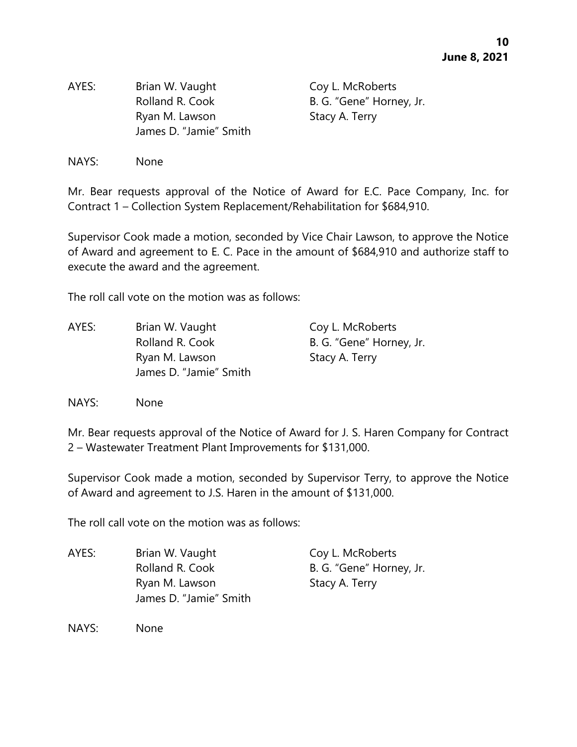AYES: Brian W. Vaught, Coy L. McRoberts, Rolland R. Cook, B. G. "Gene" Horney, Jr., Ryan M. Lawson, Stacy A. Terry, James D. "Jamie" Smith

NAYS: None

Mr. Bear requests approval of the Notice of Award for E.C. Pace Company, Inc. for Contract 1 – Collection System Replacement/Rehabilitation for $684,910.

Supervisor Cook made a motion, seconded by Vice Chair Lawson, to approve the Notice of Award and agreement to E. C. Pace in the amount of $684,910 and authorize staff to execute the award and the agreement.

The roll call vote on the motion was as follows:

AYES: Brian W. Vaught, Coy L. McRoberts, Rolland R. Cook, B. G. "Gene" Horney, Jr., Ryan M. Lawson, Stacy A. Terry, James D. "Jamie" Smith

NAYS: None

Mr. Bear requests approval of the Notice of Award for J. S. Haren Company for Contract 2 – Wastewater Treatment Plant Improvements for $131,000.

Supervisor Cook made a motion, seconded by Supervisor Terry, to approve the Notice of Award and agreement to J.S. Haren in the amount of $131,000.

The roll call vote on the motion was as follows:

AYES: Brian W. Vaught, Coy L. McRoberts, Rolland R. Cook, B. G. "Gene" Horney, Jr., Ryan M. Lawson, Stacy A. Terry, James D. "Jamie" Smith

NAYS: None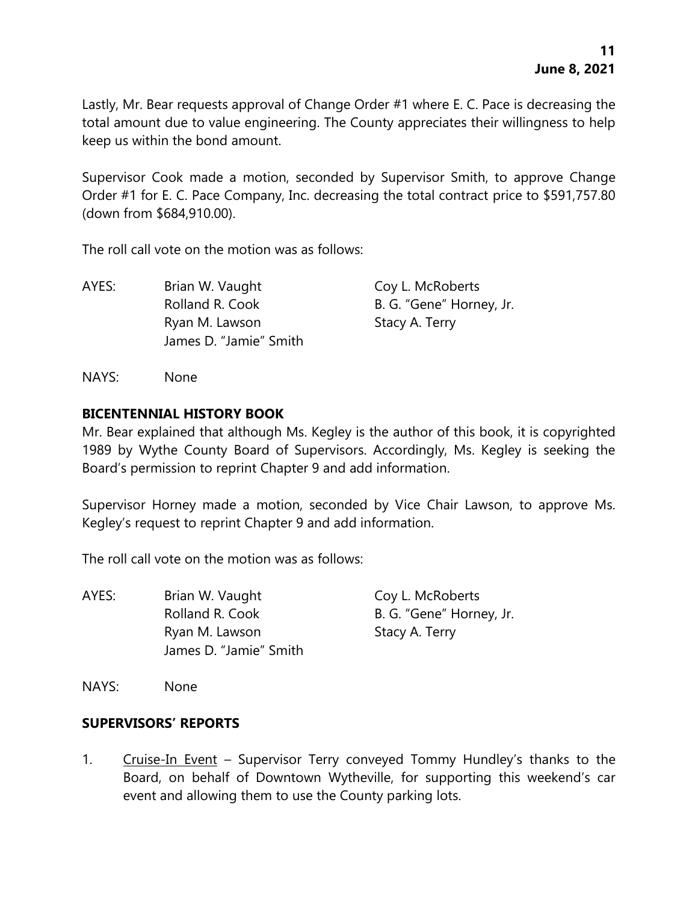Lastly, Mr. Bear requests approval of Change Order #1 where E. C. Pace is decreasing the total amount due to value engineering. The County appreciates their willingness to help keep us within the bond amount.

Supervisor Cook made a motion, seconded by Supervisor Smith, to approve Change Order #1 for E. C. Pace Company, Inc. decreasing the total contract price to $591,757.80 (down from $684,910.00).

The roll call vote on the motion was as follows:

AYES: Brian W. Vaught, Coy L. McRoberts, Rolland R. Cook, B. G. "Gene" Horney, Jr., Ryan M. Lawson, Stacy A. Terry, James D. "Jamie" Smith

NAYS: None

**BICENTENNIAL HISTORY BOOK**

Mr. Bear explained that although Ms. Kegley is the author of this book, it is copyrighted 1989 by Wythe County Board of Supervisors. Accordingly, Ms. Kegley is seeking the Board's permission to reprint Chapter 9 and add information.

Supervisor Horney made a motion, seconded by Vice Chair Lawson, to approve Ms. Kegley's request to reprint Chapter 9 and add information.

The roll call vote on the motion was as follows:

AYES: Brian W. Vaught, Coy L. McRoberts, Rolland R. Cook, B. G. "Gene" Horney, Jr., Ryan M. Lawson, Stacy A. Terry, James D. "Jamie" Smith

NAYS: None

**SUPERVISORS' REPORTS**

1. Cruise-In Event – Supervisor Terry conveyed Tommy Hundley's thanks to the Board, on behalf of Downtown Wytheville, for supporting this weekend's car event and allowing them to use the County parking lots.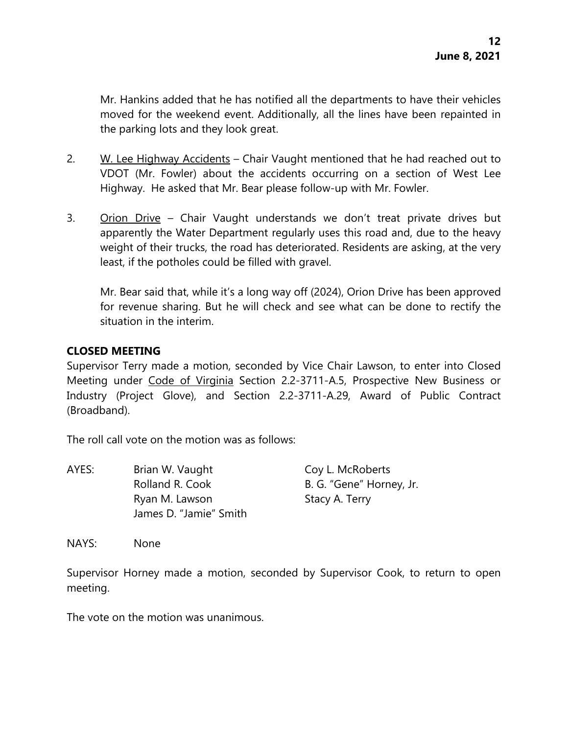Mr. Hankins added that he has notified all the departments to have their vehicles moved for the weekend event. Additionally, all the lines have been repainted in the parking lots and they look great.

2. W. Lee Highway Accidents – Chair Vaught mentioned that he had reached out to VDOT (Mr. Fowler) about the accidents occurring on a section of West Lee Highway. He asked that Mr. Bear please follow-up with Mr. Fowler.

3. Orion Drive – Chair Vaught understands we don't treat private drives but apparently the Water Department regularly uses this road and, due to the heavy weight of their trucks, the road has deteriorated. Residents are asking, at the very least, if the potholes could be filled with gravel.

   Mr. Bear said that, while it's a long way off (2024), Orion Drive has been approved for revenue sharing. But he will check and see what can be done to rectify the situation in the interim.

**CLOSED MEETING**

Supervisor Terry made a motion, seconded by Vice Chair Lawson, to enter into Closed Meeting under Code of Virginia Section 2.2-3711-A.5, Prospective New Business or Industry (Project Glove), and Section 2.2-3711-A.29, Award of Public Contract (Broadband).

The roll call vote on the motion was as follows:

AYES: Brian W. Vaught, Coy L. McRoberts, Rolland R. Cook, B. G. "Gene" Horney, Jr., Ryan M. Lawson, Stacy A. Terry, James D. "Jamie" Smith

NAYS: None

Supervisor Horney made a motion, seconded by Supervisor Cook, to return to open meeting.

The vote on the motion was unanimous.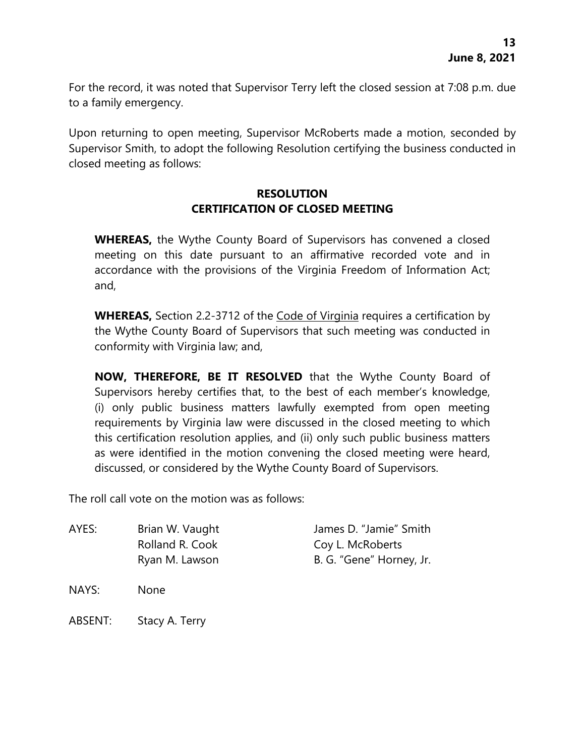For the record, it was noted that Supervisor Terry left the closed session at 7:08 p.m. due to a family emergency.

Upon returning to open meeting, Supervisor McRoberts made a motion, seconded by Supervisor Smith, to adopt the following Resolution certifying the business conducted in closed meeting as follows:

**RESOLUTION**
**CERTIFICATION OF CLOSED MEETING**

> **WHEREAS,** the Wythe County Board of Supervisors has convened a closed meeting on this date pursuant to an affirmative recorded vote and in accordance with the provisions of the Virginia Freedom of Information Act; and,
>
> **WHEREAS,** Section 2.2-3712 of the Code of Virginia requires a certification by the Wythe County Board of Supervisors that such meeting was conducted in conformity with Virginia law; and,
>
> **NOW, THEREFORE, BE IT RESOLVED** that the Wythe County Board of Supervisors hereby certifies that, to the best of each member's knowledge, (i) only public business matters lawfully exempted from open meeting requirements by Virginia law were discussed in the closed meeting to which this certification resolution applies, and (ii) only such public business matters as were identified in the motion convening the closed meeting were heard, discussed, or considered by the Wythe County Board of Supervisors.

The roll call vote on the motion was as follows:

AYES: Brian W. Vaught, James D. "Jamie" Smith, Rolland R. Cook, Coy L. McRoberts, Ryan M. Lawson, B. G. "Gene" Horney, Jr.

NAYS: None

ABSENT: Stacy A. Terry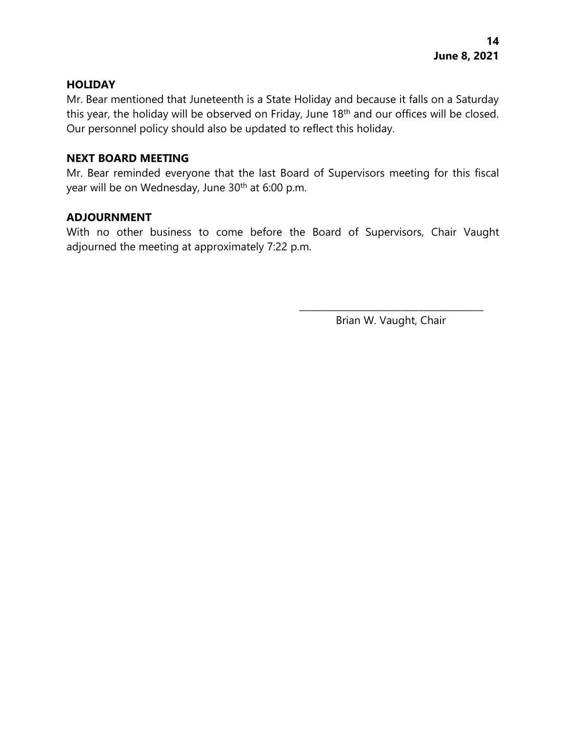**HOLIDAY**

Mr. Bear mentioned that Juneteenth is a State Holiday and because it falls on a Saturday this year, the holiday will be observed on Friday, June 18th and our offices will be closed. Our personnel policy should also be updated to reflect this holiday.

**NEXT BOARD MEETING**

Mr. Bear reminded everyone that the last Board of Supervisors meeting for this fiscal year will be on Wednesday, June 30th at 6:00 p.m.

**ADJOURNMENT**

With no other business to come before the Board of Supervisors, Chair Vaught adjourned the meeting at approximately 7:22 p.m.

\_\_\_\_\_\_\_\_\_\_\_\_\_\_\_\_\_\_\_\_\_\_\_\_\_\_\_\_\_\_\_\_\_\_\_\_\_\_\_\_

Brian W. Vaught, Chair